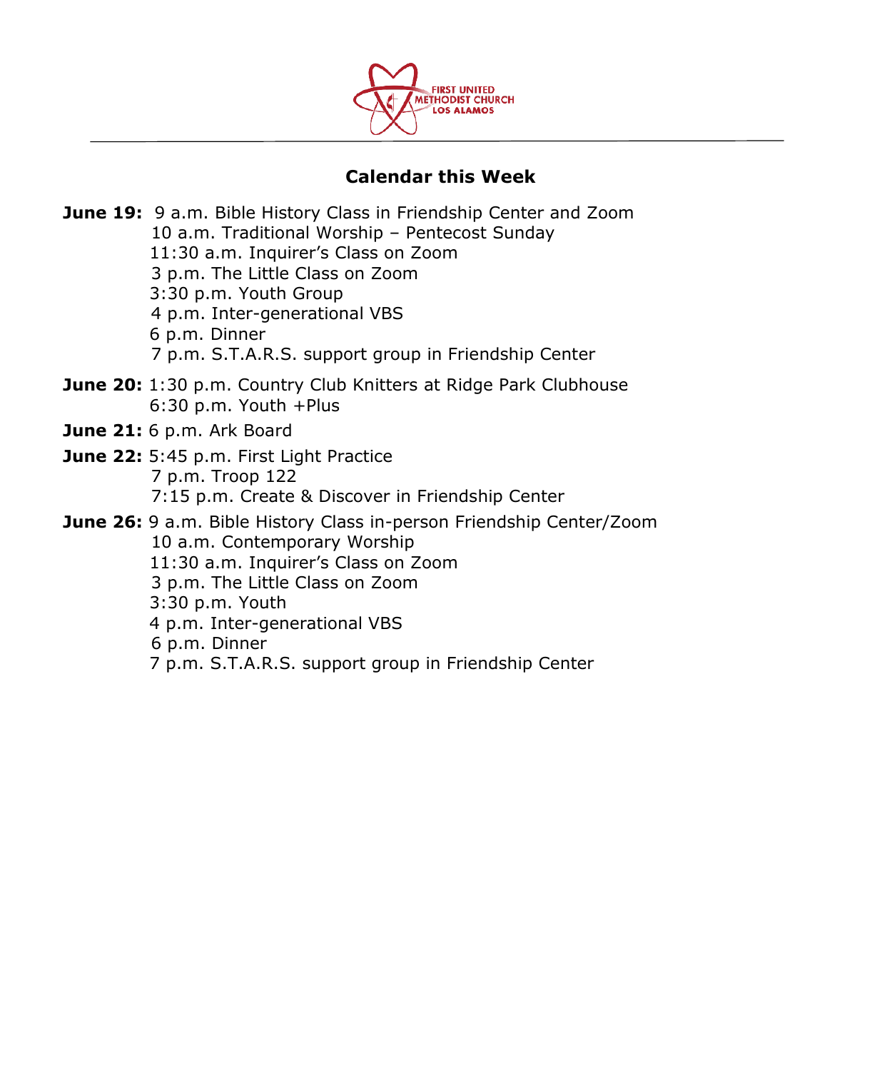FIRST UNITED METHODIST CHURCH LOS ALAMOS

## Calendar this Week

**June 19:** 9 a.m. Bible History Class in Friendship Center and Zoom
10 a.m. Traditional Worship – Pentecost Sunday
11:30 a.m. Inquirer's Class on Zoom
3 p.m. The Little Class on Zoom
3:30 p.m. Youth Group
4 p.m. Inter-generational VBS
6 p.m. Dinner
7 p.m. S.T.A.R.S. support group in Friendship Center

**June 20:** 1:30 p.m. Country Club Knitters at Ridge Park Clubhouse
6:30 p.m. Youth +Plus

**June 21:** 6 p.m. Ark Board

**June 22:** 5:45 p.m. First Light Practice
7 p.m. Troop 122
7:15 p.m. Create & Discover in Friendship Center

**June 26:** 9 a.m. Bible History Class in-person Friendship Center/Zoom
10 a.m. Contemporary Worship
11:30 a.m. Inquirer's Class on Zoom
3 p.m. The Little Class on Zoom
3:30 p.m. Youth
4 p.m. Inter-generational VBS
6 p.m. Dinner
7 p.m. S.T.A.R.S. support group in Friendship Center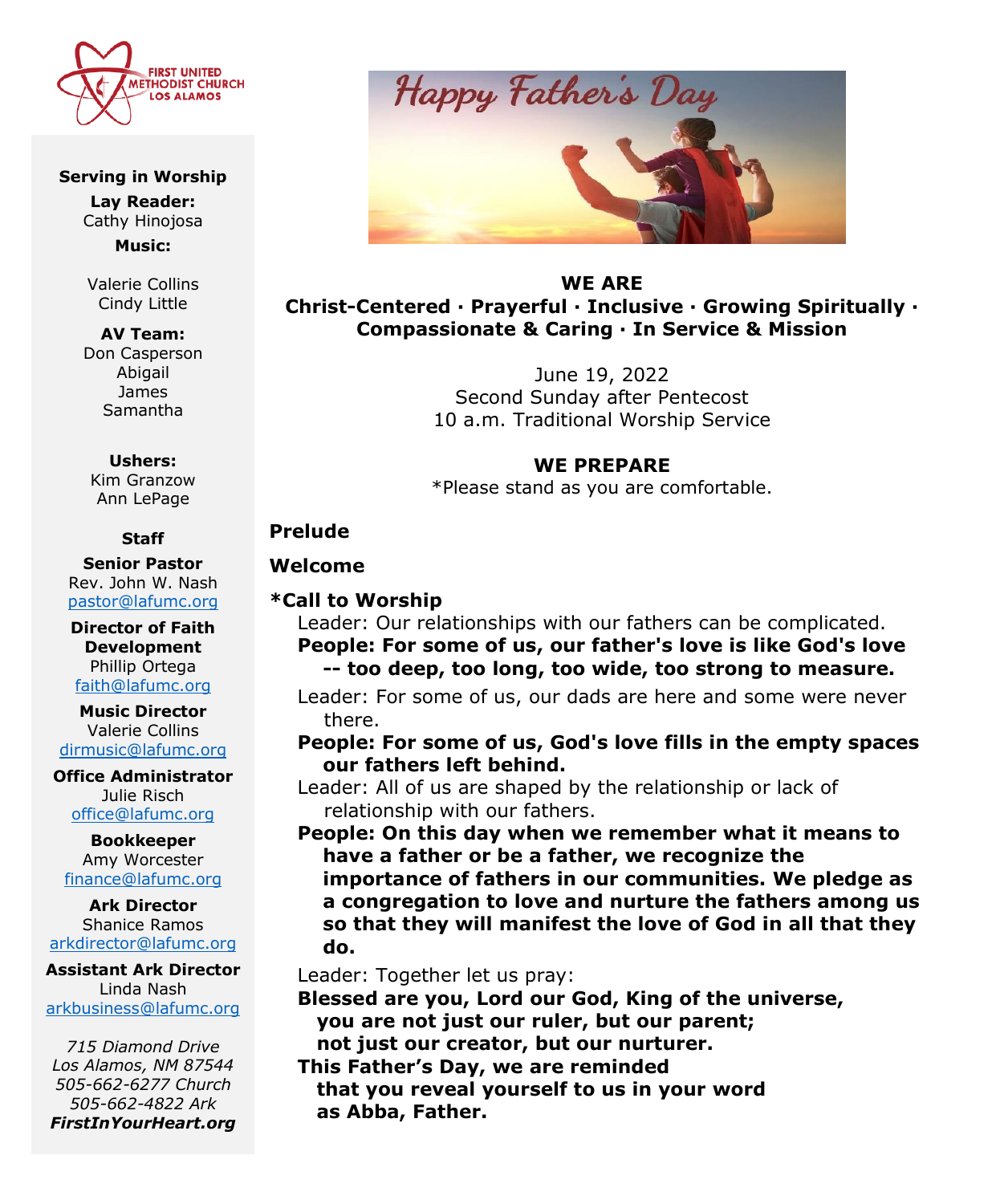FIRST UNITED METHODIST CHURCH LOS ALAMOS

**Serving in Worship**

**Lay Reader:**
Cathy Hinojosa

**Music:**

Valerie Collins
Cindy Little

**AV Team:**
Don Casperson
Abigail
James
Samantha

**Ushers:**
Kim Granzow
Ann LePage

**Staff**

**Senior Pastor**
Rev. John W. Nash
pastor@lafumc.org

**Director of Faith Development**
Phillip Ortega
faith@lafumc.org

**Music Director**
Valerie Collins
dirmusic@lafumc.org

**Office Administrator**
Julie Risch
office@lafumc.org

**Bookkeeper**
Amy Worcester
finance@lafumc.org

**Ark Director**
Shanice Ramos
arkdirector@lafumc.org

**Assistant Ark Director**
Linda Nash
arkbusiness@lafumc.org

*715 Diamond Drive*
*Los Alamos, NM 87544*
*505-662-6277 Church*
*505-662-4822 Ark*
***FirstInYourHeart.org***

Happy Father's Day

**WE ARE**
**Christ-Centered · Prayerful · Inclusive · Growing Spiritually · Compassionate & Caring · In Service & Mission**

June 19, 2022
Second Sunday after Pentecost
10 a.m. Traditional Worship Service

**WE PREPARE**
*Please stand as you are comfortable.

**Prelude**

**Welcome**

**\*Call to Worship**

Leader: Our relationships with our fathers can be complicated.
**People: For some of us, our father's love is like God's love -- too deep, too long, too wide, too strong to measure.**

Leader: For some of us, our dads are here and some were never there.
**People: For some of us, God's love fills in the empty spaces our fathers left behind.**

Leader: All of us are shaped by the relationship or lack of relationship with our fathers.
**People: On this day when we remember what it means to have a father or be a father, we recognize the importance of fathers in our communities. We pledge as a congregation to love and nurture the fathers among us so that they will manifest the love of God in all that they do.**

Leader: Together let us pray:
**Blessed are you, Lord our God, King of the universe,**
**you are not just our ruler, but our parent;**
**not just our creator, but our nurturer.**
**This Father's Day, we are reminded**
**that you reveal yourself to us in your word**
**as Abba, Father.**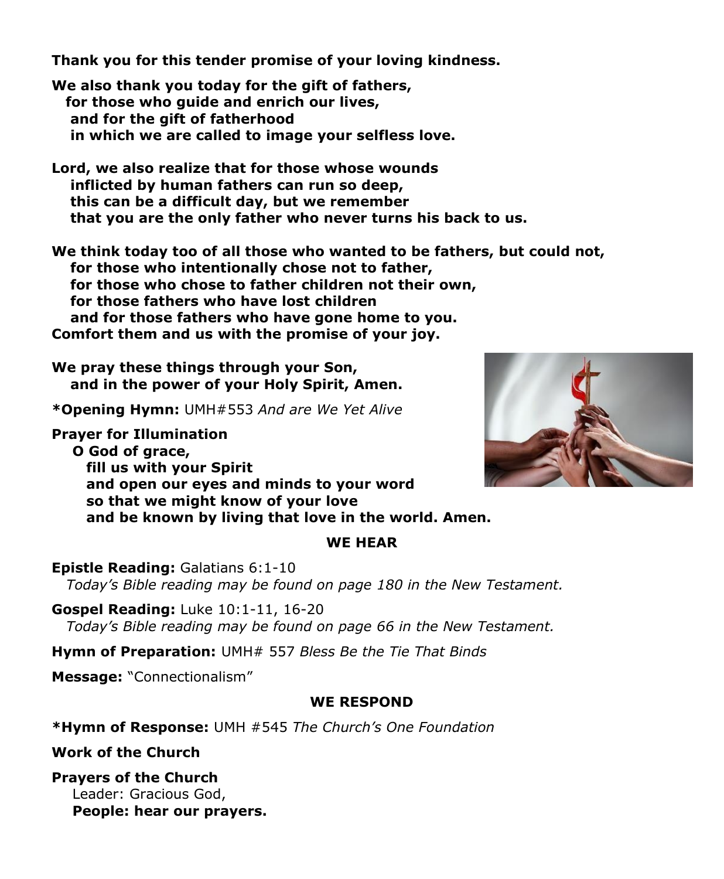**Thank you for this tender promise of your loving kindness.**

**We also thank you today for the gift of fathers,**
**for those who guide and enrich our lives,**
**and for the gift of fatherhood**
**in which we are called to image your selfless love.**

**Lord, we also realize that for those whose wounds**
**inflicted by human fathers can run so deep,**
**this can be a difficult day, but we remember**
**that you are the only father who never turns his back to us.**

**We think today too of all those who wanted to be fathers, but could not,**
**for those who intentionally chose not to father,**
**for those who chose to father children not their own,**
**for those fathers who have lost children**
**and for those fathers who have gone home to you.**
**Comfort them and us with the promise of your joy.**

**We pray these things through your Son,**
**and in the power of your Holy Spirit, Amen.**

**\*Opening Hymn:** UMH#553 *And are We Yet Alive*

**Prayer for Illumination**
**O God of grace,**
**fill us with your Spirit**
**and open our eyes and minds to your word**
**so that we might know of your love**
**and be known by living that love in the world. Amen.**

## WE HEAR

**Epistle Reading:** Galatians 6:1-10
*Today's Bible reading may be found on page 180 in the New Testament.*

**Gospel Reading:** Luke 10:1-11, 16-20
*Today's Bible reading may be found on page 66 in the New Testament.*

**Hymn of Preparation:** UMH# 557 *Bless Be the Tie That Binds*

**Message:** "Connectionalism"

## WE RESPOND

**\*Hymn of Response:** UMH #545 *The Church's One Foundation*

**Work of the Church**

**Prayers of the Church**
Leader: Gracious God,
**People: hear our prayers.**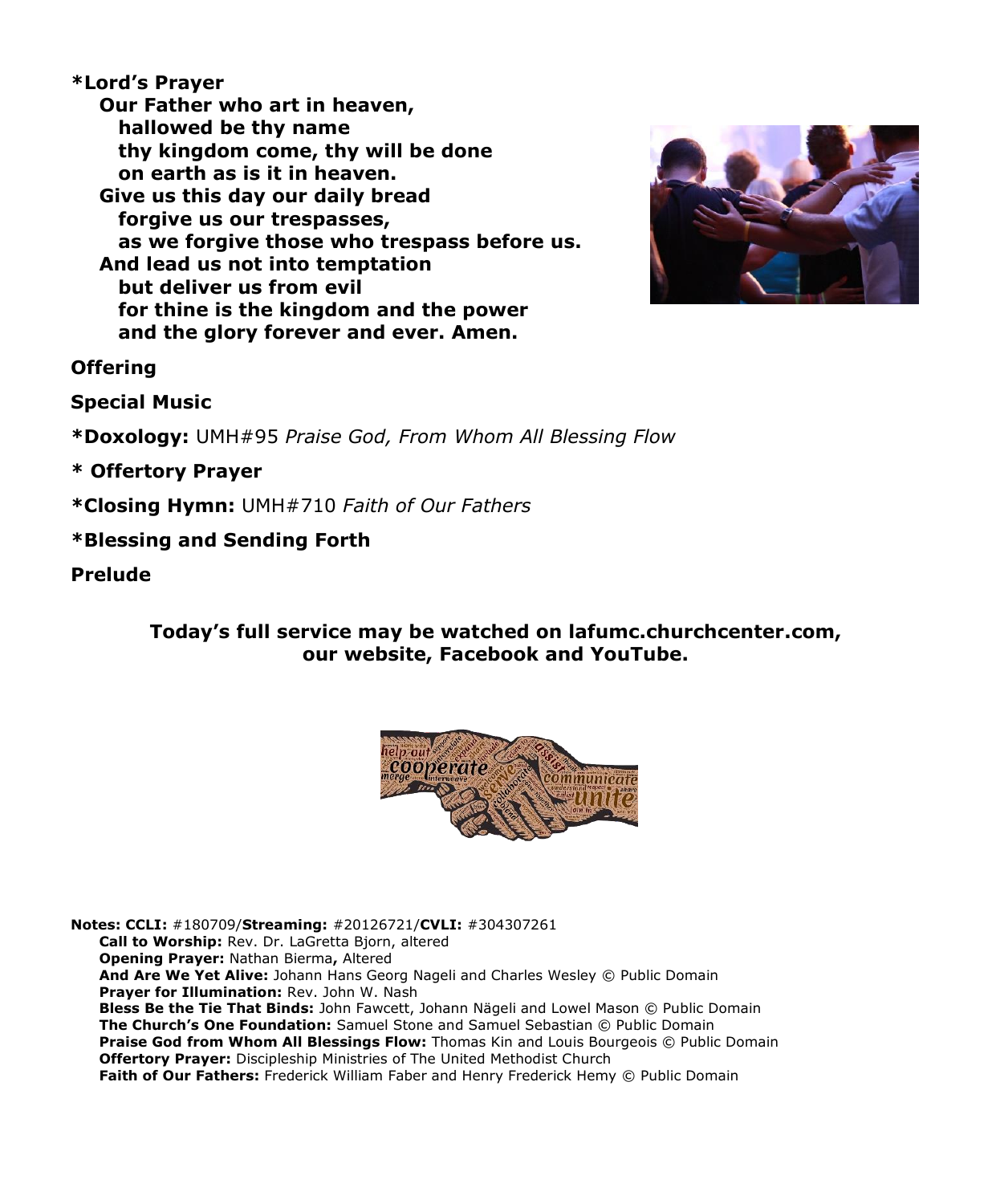**\*Lord's Prayer**

**Our Father who art in heaven,**
**hallowed be thy name**
**thy kingdom come, thy will be done**
**on earth as is it in heaven.**
**Give us this day our daily bread**
**forgive us our trespasses,**
**as we forgive those who trespass before us.**
**And lead us not into temptation**
**but deliver us from evil**
**for thine is the kingdom and the power**
**and the glory forever and ever. Amen.**

**Offering**

**Special Music**

**\*Doxology:** UMH#95 *Praise God, From Whom All Blessing Flow*

**\* Offertory Prayer**

**\*Closing Hymn:** UMH#710 *Faith of Our Fathers*

**\*Blessing and Sending Forth**

**Prelude**

**Today's full service may be watched on lafumc.churchcenter.com, our website, Facebook and YouTube.**

**Notes: CCLI:** #180709/**Streaming:** #20126721/**CVLI:** #304307261
**Call to Worship:** Rev. Dr. LaGretta Bjorn, altered
**Opening Prayer:** Nathan Bierma**,** Altered
**And Are We Yet Alive:** Johann Hans Georg Nageli and Charles Wesley © Public Domain
**Prayer for Illumination:** Rev. John W. Nash
**Bless Be the Tie That Binds:** John Fawcett, Johann Nägeli and Lowel Mason © Public Domain
**The Church's One Foundation:** Samuel Stone and Samuel Sebastian © Public Domain
**Praise God from Whom All Blessings Flow:** Thomas Kin and Louis Bourgeois © Public Domain
**Offertory Prayer:** Discipleship Ministries of The United Methodist Church
**Faith of Our Fathers:** Frederick William Faber and Henry Frederick Hemy © Public Domain